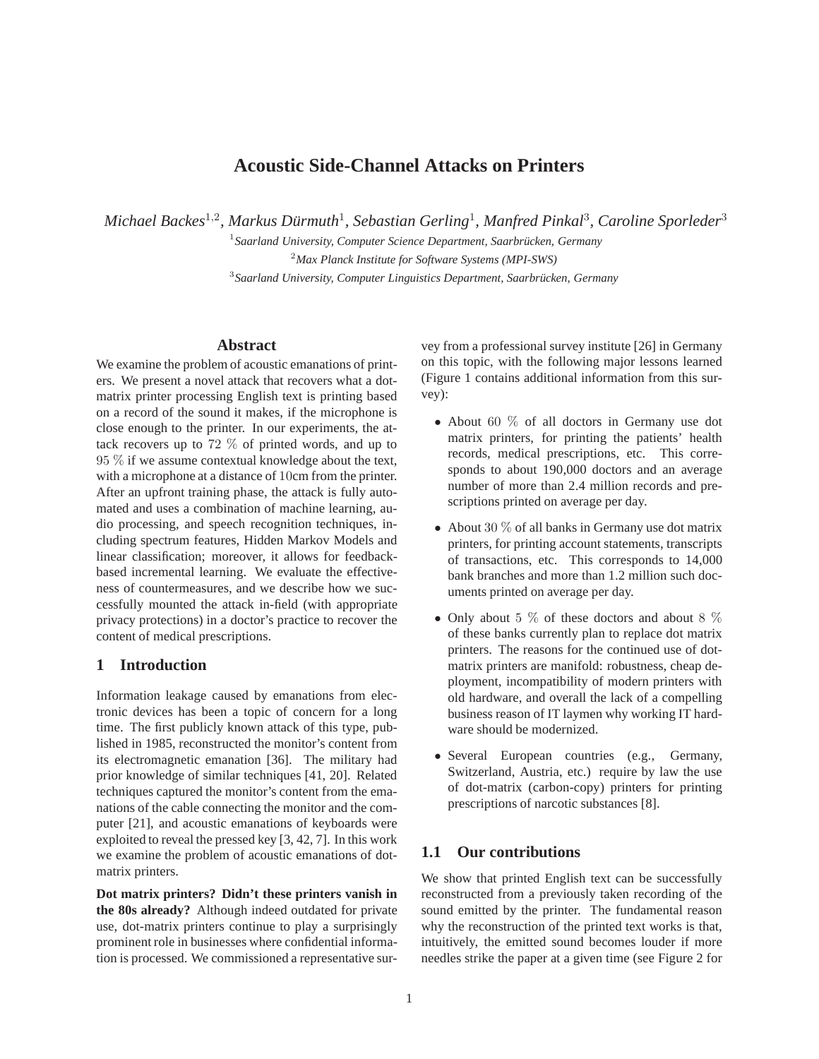# Acoustic Side-Channel Attacks on Printers

*Michael Backes*[1,2], *Markus Dürmuth*[1], *Sebastian Gerling*[1], *Manfred Pinkal*[3], *Caroline Sporleder*[3]

[1] *Saarland University, Computer Science Department, Saarbrücken, Germany*

[2] *Max Planck Institute for Software Systems (MPI-SWS)*

[3] *Saarland University, Computer Linguistics Department, Saarbrücken, Germany*

## Abstract

We examine the problem of acoustic emanations of printers. We present a novel attack that recovers what a dot-matrix printer processing English text is printing based on a record of the sound it makes, if the microphone is close enough to the printer. In our experiments, the attack recovers up to $72$ % of printed words, and up to $95$ % if we assume contextual knowledge about the text, with a microphone at a distance of $10$cm from the printer. After an upfront training phase, the attack is fully automated and uses a combination of machine learning, audio processing, and speech recognition techniques, including spectrum features, Hidden Markov Models and linear classification; moreover, it allows for feedback-based incremental learning. We evaluate the effectiveness of countermeasures, and we describe how we successfully mounted the attack in-field (with appropriate privacy protections) in a doctor's practice to recover the content of medical prescriptions.

## 1 Introduction

Information leakage caused by emanations from electronic devices has been a topic of concern for a long time. The first publicly known attack of this type, published in 1985, reconstructed the monitor's content from its electromagnetic emanation [36]. The military had prior knowledge of similar techniques [41, 20]. Related techniques captured the monitor's content from the emanations of the cable connecting the monitor and the computer [21], and acoustic emanations of keyboards were exploited to reveal the pressed key [3, 42, 7]. In this work we examine the problem of acoustic emanations of dot-matrix printers.

**Dot matrix printers? Didn't these printers vanish in the 80s already?** Although indeed outdated for private use, dot-matrix printers continue to play a surprisingly prominent role in businesses where confidential information is processed. We commissioned a representative survey from a professional survey institute [26] in Germany on this topic, with the following major lessons learned (Figure 1 contains additional information from this survey):

- About $60$ % of all doctors in Germany use dot matrix printers, for printing the patients' health records, medical prescriptions, etc. This corresponds to about 190,000 doctors and an average number of more than 2.4 million records and prescriptions printed on average per day.
- About $30$ % of all banks in Germany use dot matrix printers, for printing account statements, transcripts of transactions, etc. This corresponds to 14,000 bank branches and more than 1.2 million such documents printed on average per day.
- Only about $5$ % of these doctors and about $8$ % of these banks currently plan to replace dot matrix printers. The reasons for the continued use of dot-matrix printers are manifold: robustness, cheap deployment, incompatibility of modern printers with old hardware, and overall the lack of a compelling business reason of IT laymen why working IT hardware should be modernized.
- Several European countries (e.g., Germany, Switzerland, Austria, etc.) require by law the use of dot-matrix (carbon-copy) printers for printing prescriptions of narcotic substances [8].

### 1.1 Our contributions

We show that printed English text can be successfully reconstructed from a previously taken recording of the sound emitted by the printer. The fundamental reason why the reconstruction of the printed text works is that, intuitively, the emitted sound becomes louder if more needles strike the paper at a given time (see Figure 2 for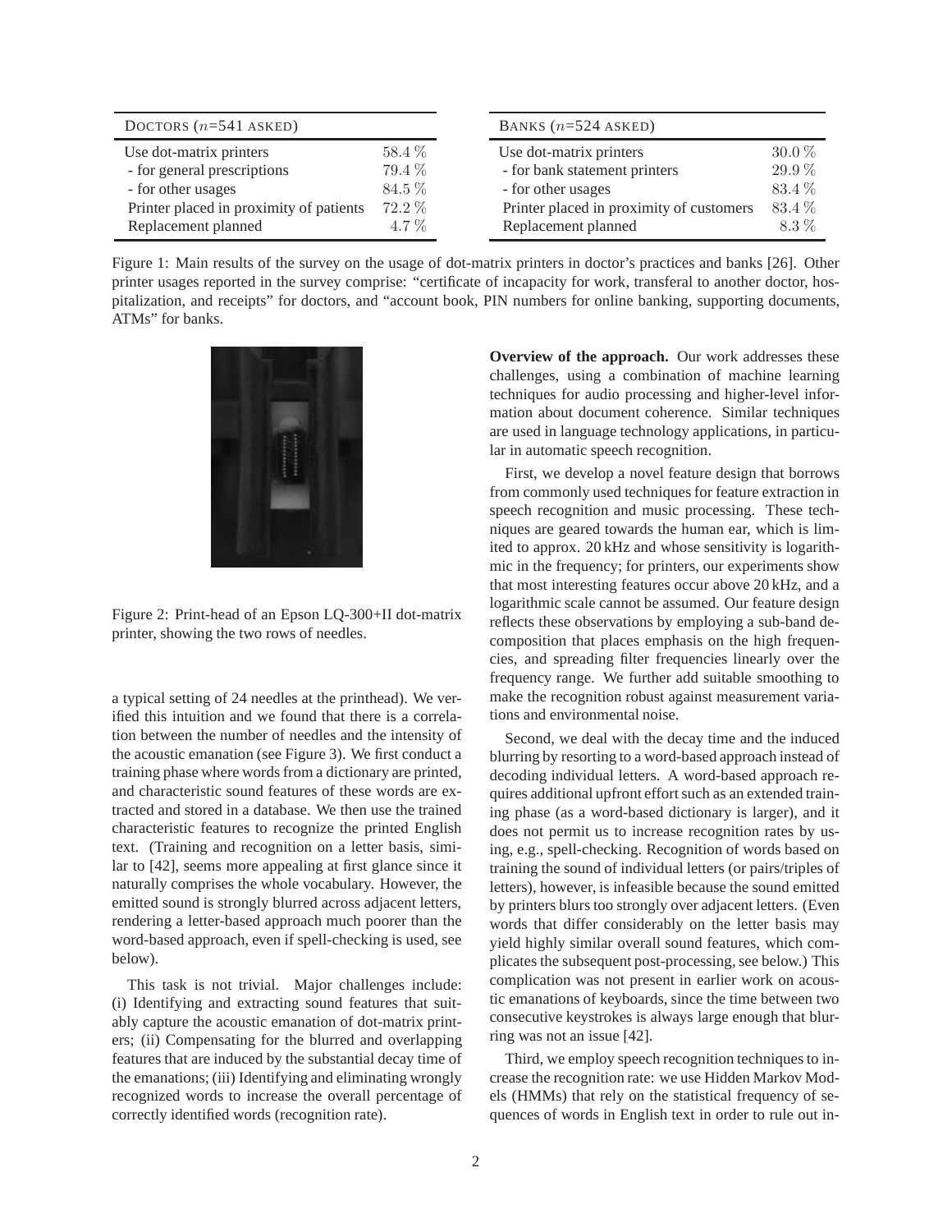| Doctors ($n$=541 asked) | |
| --- | --- |
| Use dot-matrix printers | 58.4 % |
| - for general prescriptions | 79.4 % |
| - for other usages | 84.5 % |
| Printer placed in proximity of patients | 72.2 % |
| Replacement planned | 4.7 % |

| Banks ($n$=524 asked) | |
| --- | --- |
| Use dot-matrix printers | 30.0 % |
| - for bank statement printers | 29.9 % |
| - for other usages | 83.4 % |
| Printer placed in proximity of customers | 83.4 % |
| Replacement planned | 8.3 % |

Figure 1: Main results of the survey on the usage of dot-matrix printers in doctor's practices and banks [26]. Other printer usages reported in the survey comprise: "certificate of incapacity for work, transferal to another doctor, hospitalization, and receipts" for doctors, and "account book, PIN numbers for online banking, supporting documents, ATMs" for banks.

Figure 2: Print-head of an Epson LQ-300+II dot-matrix printer, showing the two rows of needles.

a typical setting of 24 needles at the printhead). We verified this intuition and we found that there is a correlation between the number of needles and the intensity of the acoustic emanation (see Figure 3). We first conduct a training phase where words from a dictionary are printed, and characteristic sound features of these words are extracted and stored in a database. We then use the trained characteristic features to recognize the printed English text. (Training and recognition on a letter basis, similar to [42], seems more appealing at first glance since it naturally comprises the whole vocabulary. However, the emitted sound is strongly blurred across adjacent letters, rendering a letter-based approach much poorer than the word-based approach, even if spell-checking is used, see below).

This task is not trivial. Major challenges include: (i) Identifying and extracting sound features that suitably capture the acoustic emanation of dot-matrix printers; (ii) Compensating for the blurred and overlapping features that are induced by the substantial decay time of the emanations; (iii) Identifying and eliminating wrongly recognized words to increase the overall percentage of correctly identified words (recognition rate).

**Overview of the approach.** Our work addresses these challenges, using a combination of machine learning techniques for audio processing and higher-level information about document coherence. Similar techniques are used in language technology applications, in particular in automatic speech recognition.

First, we develop a novel feature design that borrows from commonly used techniques for feature extraction in speech recognition and music processing. These techniques are geared towards the human ear, which is limited to approx. 20 kHz and whose sensitivity is logarithmic in the frequency; for printers, our experiments show that most interesting features occur above 20 kHz, and a logarithmic scale cannot be assumed. Our feature design reflects these observations by employing a sub-band decomposition that places emphasis on the high frequencies, and spreading filter frequencies linearly over the frequency range. We further add suitable smoothing to make the recognition robust against measurement variations and environmental noise.

Second, we deal with the decay time and the induced blurring by resorting to a word-based approach instead of decoding individual letters. A word-based approach requires additional upfront effort such as an extended training phase (as a word-based dictionary is larger), and it does not permit us to increase recognition rates by using, e.g., spell-checking. Recognition of words based on training the sound of individual letters (or pairs/triples of letters), however, is infeasible because the sound emitted by printers blurs too strongly over adjacent letters. (Even words that differ considerably on the letter basis may yield highly similar overall sound features, which complicates the subsequent post-processing, see below.) This complication was not present in earlier work on acoustic emanations of keyboards, since the time between two consecutive keystrokes is always large enough that blurring was not an issue [42].

Third, we employ speech recognition techniques to increase the recognition rate: we use Hidden Markov Models (HMMs) that rely on the statistical frequency of sequences of words in English text in order to rule out in-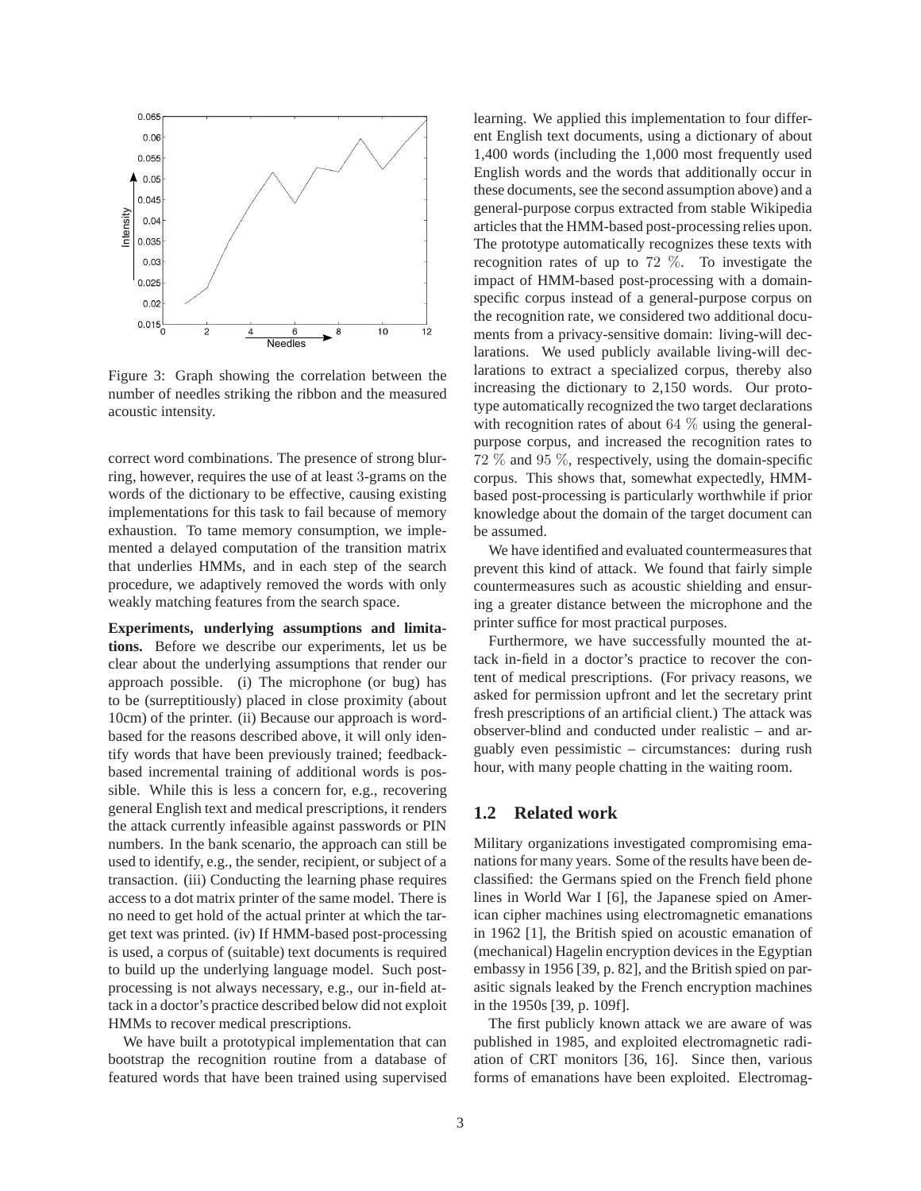Figure 3: Graph showing the correlation between the number of needles striking the ribbon and the measured acoustic intensity.

correct word combinations. The presence of strong blurring, however, requires the use of at least 3-grams on the words of the dictionary to be effective, causing existing implementations for this task to fail because of memory exhaustion. To tame memory consumption, we implemented a delayed computation of the transition matrix that underlies HMMs, and in each step of the search procedure, we adaptively removed the words with only weakly matching features from the search space.

**Experiments, underlying assumptions and limitations.** Before we describe our experiments, let us be clear about the underlying assumptions that render our approach possible. (i) The microphone (or bug) has to be (surreptitiously) placed in close proximity (about 10cm) of the printer. (ii) Because our approach is word-based for the reasons described above, it will only identify words that have been previously trained; feedback-based incremental training of additional words is possible. While this is less a concern for, e.g., recovering general English text and medical prescriptions, it renders the attack currently infeasible against passwords or PIN numbers. In the bank scenario, the approach can still be used to identify, e.g., the sender, recipient, or subject of a transaction. (iii) Conducting the learning phase requires access to a dot matrix printer of the same model. There is no need to get hold of the actual printer at which the target text was printed. (iv) If HMM-based post-processing is used, a corpus of (suitable) text documents is required to build up the underlying language model. Such post-processing is not always necessary, e.g., our in-field attack in a doctor's practice described below did not exploit HMMs to recover medical prescriptions.

We have built a prototypical implementation that can bootstrap the recognition routine from a database of featured words that have been trained using supervised learning. We applied this implementation to four different English text documents, using a dictionary of about 1,400 words (including the 1,000 most frequently used English words and the words that additionally occur in these documents, see the second assumption above) and a general-purpose corpus extracted from stable Wikipedia articles that the HMM-based post-processing relies upon. The prototype automatically recognizes these texts with recognition rates of up to 72 %. To investigate the impact of HMM-based post-processing with a domain-specific corpus instead of a general-purpose corpus on the recognition rate, we considered two additional documents from a privacy-sensitive domain: living-will declarations. We used publicly available living-will declarations to extract a specialized corpus, thereby also increasing the dictionary to 2,150 words. Our prototype automatically recognized the two target declarations with recognition rates of about 64 % using the general-purpose corpus, and increased the recognition rates to 72 % and 95 %, respectively, using the domain-specific corpus. This shows that, somewhat expectedly, HMM-based post-processing is particularly worthwhile if prior knowledge about the domain of the target document can be assumed.

We have identified and evaluated countermeasures that prevent this kind of attack. We found that fairly simple countermeasures such as acoustic shielding and ensuring a greater distance between the microphone and the printer suffice for most practical purposes.

Furthermore, we have successfully mounted the attack in-field in a doctor's practice to recover the content of medical prescriptions. (For privacy reasons, we asked for permission upfront and let the secretary print fresh prescriptions of an artificial client.) The attack was observer-blind and conducted under realistic – and arguably even pessimistic – circumstances: during rush hour, with many people chatting in the waiting room.

### 1.2 Related work

Military organizations investigated compromising emanations for many years. Some of the results have been declassified: the Germans spied on the French field phone lines in World War I [6], the Japanese spied on American cipher machines using electromagnetic emanations in 1962 [1], the British spied on acoustic emanation of (mechanical) Hagelin encryption devices in the Egyptian embassy in 1956 [39, p. 82], and the British spied on parasitic signals leaked by the French encryption machines in the 1950s [39, p. 109f].

The first publicly known attack we are aware of was published in 1985, and exploited electromagnetic radiation of CRT monitors [36, 16]. Since then, various forms of emanations have been exploited. Electromag-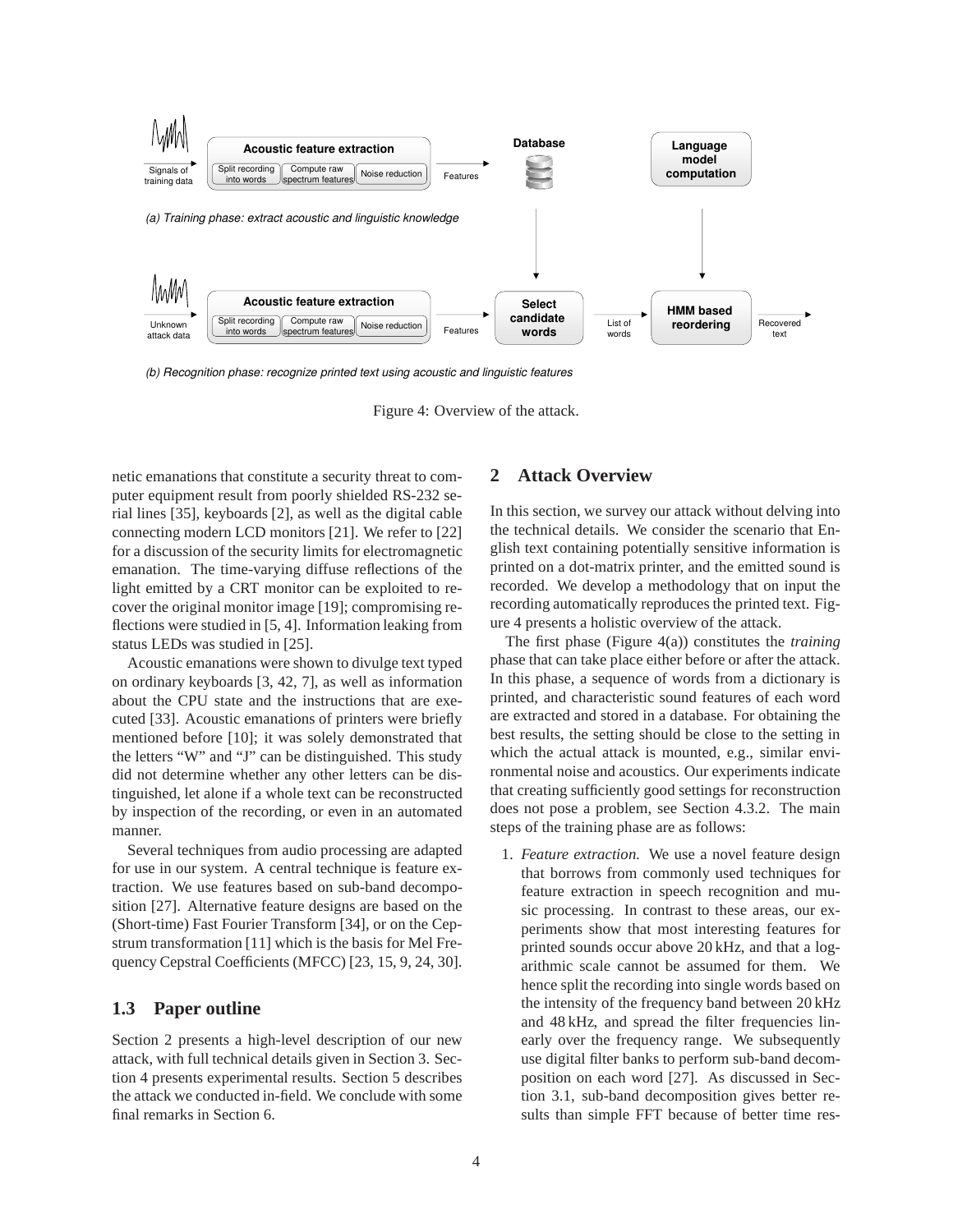Figure 4: Overview of the attack.

netic emanations that constitute a security threat to computer equipment result from poorly shielded RS-232 serial lines [35], keyboards [2], as well as the digital cable connecting modern LCD monitors [21]. We refer to [22] for a discussion of the security limits for electromagnetic emanation. The time-varying diffuse reflections of the light emitted by a CRT monitor can be exploited to recover the original monitor image [19]; compromising reflections were studied in [5, 4]. Information leaking from status LEDs was studied in [25].

Acoustic emanations were shown to divulge text typed on ordinary keyboards [3, 42, 7], as well as information about the CPU state and the instructions that are executed [33]. Acoustic emanations of printers were briefly mentioned before [10]; it was solely demonstrated that the letters "W" and "J" can be distinguished. This study did not determine whether any other letters can be distinguished, let alone if a whole text can be reconstructed by inspection of the recording, or even in an automated manner.

Several techniques from audio processing are adapted for use in our system. A central technique is feature extraction. We use features based on sub-band decomposition [27]. Alternative feature designs are based on the (Short-time) Fast Fourier Transform [34], or on the Cepstrum transformation [11] which is the basis for Mel Frequency Cepstral Coefficients (MFCC) [23, 15, 9, 24, 30].

### 1.3 Paper outline

Section 2 presents a high-level description of our new attack, with full technical details given in Section 3. Section 4 presents experimental results. Section 5 describes the attack we conducted in-field. We conclude with some final remarks in Section 6.

## 2 Attack Overview

In this section, we survey our attack without delving into the technical details. We consider the scenario that English text containing potentially sensitive information is printed on a dot-matrix printer, and the emitted sound is recorded. We develop a methodology that on input the recording automatically reproduces the printed text. Figure 4 presents a holistic overview of the attack.

The first phase (Figure 4(a)) constitutes the *training* phase that can take place either before or after the attack. In this phase, a sequence of words from a dictionary is printed, and characteristic sound features of each word are extracted and stored in a database. For obtaining the best results, the setting should be close to the setting in which the actual attack is mounted, e.g., similar environmental noise and acoustics. Our experiments indicate that creating sufficiently good settings for reconstruction does not pose a problem, see Section 4.3.2. The main steps of the training phase are as follows:

1. *Feature extraction.* We use a novel feature design that borrows from commonly used techniques for feature extraction in speech recognition and music processing. In contrast to these areas, our experiments show that most interesting features for printed sounds occur above 20 kHz, and that a logarithmic scale cannot be assumed for them. We hence split the recording into single words based on the intensity of the frequency band between 20 kHz and 48 kHz, and spread the filter frequencies linearly over the frequency range. We subsequently use digital filter banks to perform sub-band decomposition on each word [27]. As discussed in Section 3.1, sub-band decomposition gives better results than simple FFT because of better time res-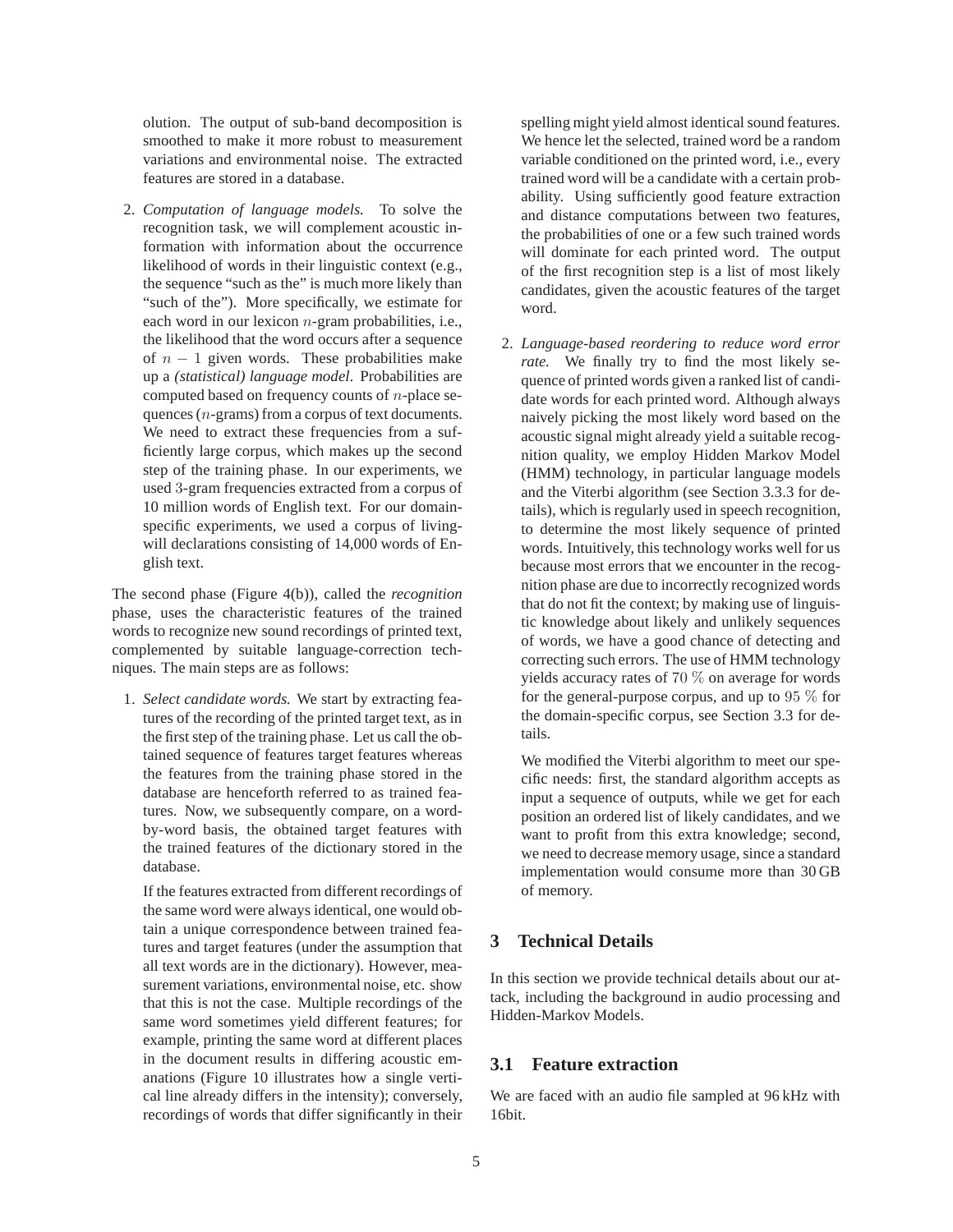olution. The output of sub-band decomposition is smoothed to make it more robust to measurement variations and environmental noise. The extracted features are stored in a database.

2. *Computation of language models.* To solve the recognition task, we will complement acoustic information with information about the occurrence likelihood of words in their linguistic context (e.g., the sequence "such as the" is much more likely than "such of the"). More specifically, we estimate for each word in our lexicon $n$-gram probabilities, i.e., the likelihood that the word occurs after a sequence of $n-1$ given words. These probabilities make up a *(statistical) language model*. Probabilities are computed based on frequency counts of $n$-place sequences ($n$-grams) from a corpus of text documents. We need to extract these frequencies from a sufficiently large corpus, which makes up the second step of the training phase. In our experiments, we used 3-gram frequencies extracted from a corpus of 10 million words of English text. For our domain-specific experiments, we used a corpus of living-will declarations consisting of 14,000 words of English text.

The second phase (Figure 4(b)), called the *recognition* phase, uses the characteristic features of the trained words to recognize new sound recordings of printed text, complemented by suitable language-correction techniques. The main steps are as follows:

1. *Select candidate words.* We start by extracting features of the recording of the printed target text, as in the first step of the training phase. Let us call the obtained sequence of features target features whereas the features from the training phase stored in the database are henceforth referred to as trained features. Now, we subsequently compare, on a word-by-word basis, the obtained target features with the trained features of the dictionary stored in the database.

   If the features extracted from different recordings of the same word were always identical, one would obtain a unique correspondence between trained features and target features (under the assumption that all text words are in the dictionary). However, measurement variations, environmental noise, etc. show that this is not the case. Multiple recordings of the same word sometimes yield different features; for example, printing the same word at different places in the document results in differing acoustic emanations (Figure 10 illustrates how a single vertical line already differs in the intensity); conversely, recordings of words that differ significantly in their spelling might yield almost identical sound features. We hence let the selected, trained word be a random variable conditioned on the printed word, i.e., every trained word will be a candidate with a certain probability. Using sufficiently good feature extraction and distance computations between two features, the probabilities of one or a few such trained words will dominate for each printed word. The output of the first recognition step is a list of most likely candidates, given the acoustic features of the target word.

2. *Language-based reordering to reduce word error rate.* We finally try to find the most likely sequence of printed words given a ranked list of candidate words for each printed word. Although always naively picking the most likely word based on the acoustic signal might already yield a suitable recognition quality, we employ Hidden Markov Model (HMM) technology, in particular language models and the Viterbi algorithm (see Section 3.3.3 for details), which is regularly used in speech recognition, to determine the most likely sequence of printed words. Intuitively, this technology works well for us because most errors that we encounter in the recognition phase are due to incorrectly recognized words that do not fit the context; by making use of linguistic knowledge about likely and unlikely sequences of words, we have a good chance of detecting and correcting such errors. The use of HMM technology yields accuracy rates of $70\ \%$ on average for words for the general-purpose corpus, and up to $95\ \%$ for the domain-specific corpus, see Section 3.3 for details.

   We modified the Viterbi algorithm to meet our specific needs: first, the standard algorithm accepts as input a sequence of outputs, while we get for each position an ordered list of likely candidates, and we want to profit from this extra knowledge; second, we need to decrease memory usage, since a standard implementation would consume more than 30 GB of memory.

## 3 Technical Details

In this section we provide technical details about our attack, including the background in audio processing and Hidden-Markov Models.

### 3.1 Feature extraction

We are faced with an audio file sampled at 96 kHz with 16bit.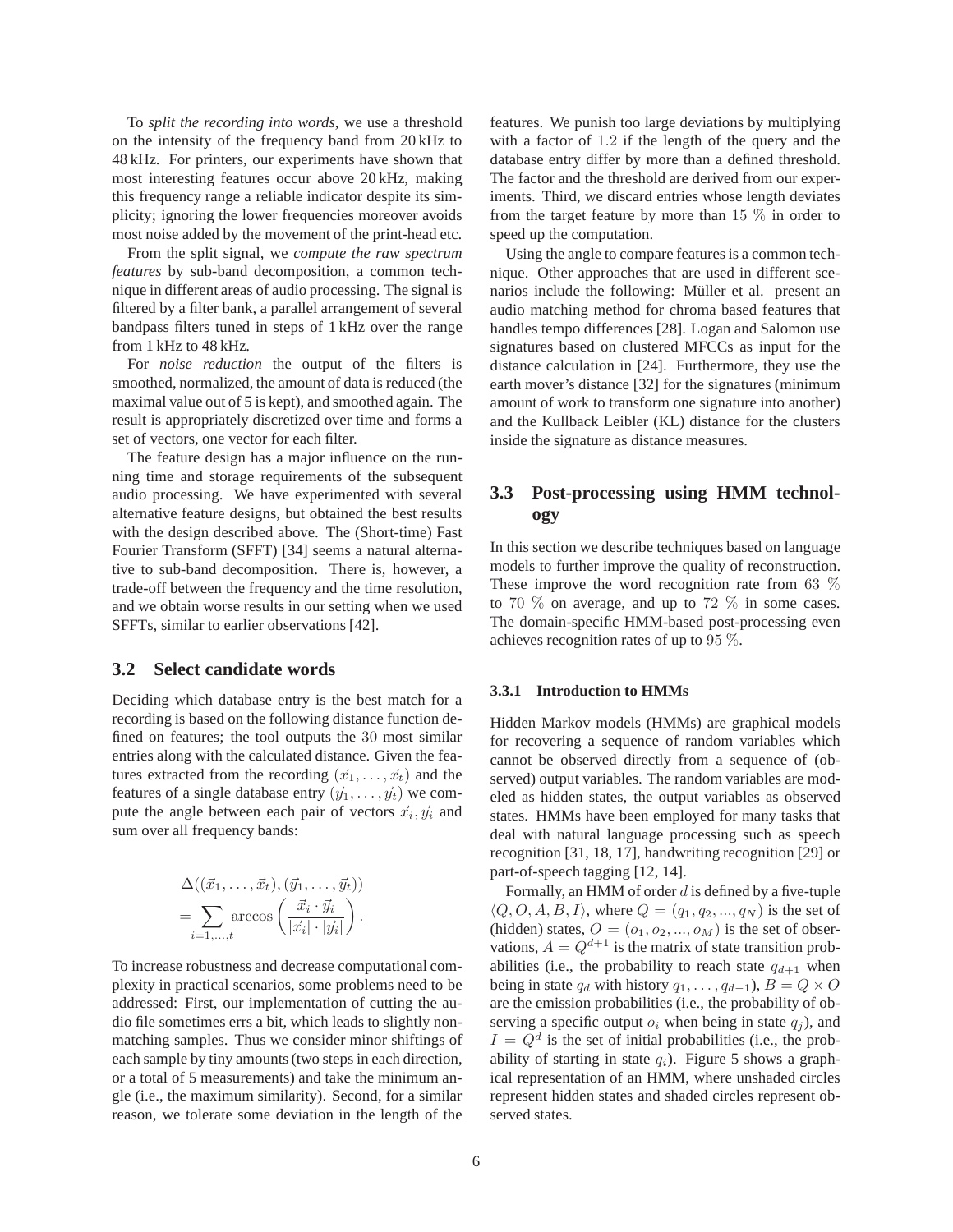To *split the recording into words*, we use a threshold on the intensity of the frequency band from 20 kHz to 48 kHz. For printers, our experiments have shown that most interesting features occur above 20 kHz, making this frequency range a reliable indicator despite its simplicity; ignoring the lower frequencies moreover avoids most noise added by the movement of the print-head etc.

From the split signal, we *compute the raw spectrum features* by sub-band decomposition, a common technique in different areas of audio processing. The signal is filtered by a filter bank, a parallel arrangement of several bandpass filters tuned in steps of 1 kHz over the range from 1 kHz to 48 kHz.

For *noise reduction* the output of the filters is smoothed, normalized, the amount of data is reduced (the maximal value out of 5 is kept), and smoothed again. The result is appropriately discretized over time and forms a set of vectors, one vector for each filter.

The feature design has a major influence on the running time and storage requirements of the subsequent audio processing. We have experimented with several alternative feature designs, but obtained the best results with the design described above. The (Short-time) Fast Fourier Transform (SFFT) [34] seems a natural alternative to sub-band decomposition. There is, however, a trade-off between the frequency and the time resolution, and we obtain worse results in our setting when we used SFFTs, similar to earlier observations [42].

## 3.2 Select candidate words

Deciding which database entry is the best match for a recording is based on the following distance function defined on features; the tool outputs the 30 most similar entries along with the calculated distance. Given the features extracted from the recording $(\vec{x}_1, \ldots, \vec{x}_t)$ and the features of a single database entry $(\vec{y}_1, \ldots, \vec{y}_t)$ we compute the angle between each pair of vectors $\vec{x}_i, \vec{y}_i$ and sum over all frequency bands:

$$\Delta((\vec{x}_1, \ldots, \vec{x}_t), (\vec{y}_1, \ldots, \vec{y}_t)) = \sum_{i=1,\ldots,t} \arccos\left(\frac{\vec{x}_i \cdot \vec{y}_i}{|\vec{x}_i| \cdot |\vec{y}_i|}\right).$$

To increase robustness and decrease computational complexity in practical scenarios, some problems need to be addressed: First, our implementation of cutting the audio file sometimes errs a bit, which leads to slightly non-matching samples. Thus we consider minor shiftings of each sample by tiny amounts (two steps in each direction, or a total of 5 measurements) and take the minimum angle (i.e., the maximum similarity). Second, for a similar reason, we tolerate some deviation in the length of the features. We punish too large deviations by multiplying with a factor of 1.2 if the length of the query and the database entry differ by more than a defined threshold. The factor and the threshold are derived from our experiments. Third, we discard entries whose length deviates from the target feature by more than 15 % in order to speed up the computation.

Using the angle to compare features is a common technique. Other approaches that are used in different scenarios include the following: Müller et al. present an audio matching method for chroma based features that handles tempo differences [28]. Logan and Salomon use signatures based on clustered MFCCs as input for the distance calculation in [24]. Furthermore, they use the earth mover's distance [32] for the signatures (minimum amount of work to transform one signature into another) and the Kullback Leibler (KL) distance for the clusters inside the signature as distance measures.

## 3.3 Post-processing using HMM technology

In this section we describe techniques based on language models to further improve the quality of reconstruction. These improve the word recognition rate from 63 % to 70 % on average, and up to 72 % in some cases. The domain-specific HMM-based post-processing even achieves recognition rates of up to 95 %.

### 3.3.1 Introduction to HMMs

Hidden Markov models (HMMs) are graphical models for recovering a sequence of random variables which cannot be observed directly from a sequence of (observed) output variables. The random variables are modeled as hidden states, the output variables as observed states. HMMs have been employed for many tasks that deal with natural language processing such as speech recognition [31, 18, 17], handwriting recognition [29] or part-of-speech tagging [12, 14].

Formally, an HMM of order $d$ is defined by a five-tuple $\langle Q, O, A, B, I \rangle$, where $Q = (q_1, q_2, ..., q_N)$ is the set of (hidden) states, $O = (o_1, o_2, ..., o_M)$ is the set of observations, $A = Q^{d+1}$ is the matrix of state transition probabilities (i.e., the probability to reach state $q_{d+1}$ when being in state $q_d$ with history $q_1, \ldots, q_{d-1}$), $B = Q \times O$ are the emission probabilities (i.e., the probability of observing a specific output $o_i$ when being in state $q_j$), and $I = Q^d$ is the set of initial probabilities (i.e., the probability of starting in state $q_i$). Figure 5 shows a graphical representation of an HMM, where unshaded circles represent hidden states and shaded circles represent observed states.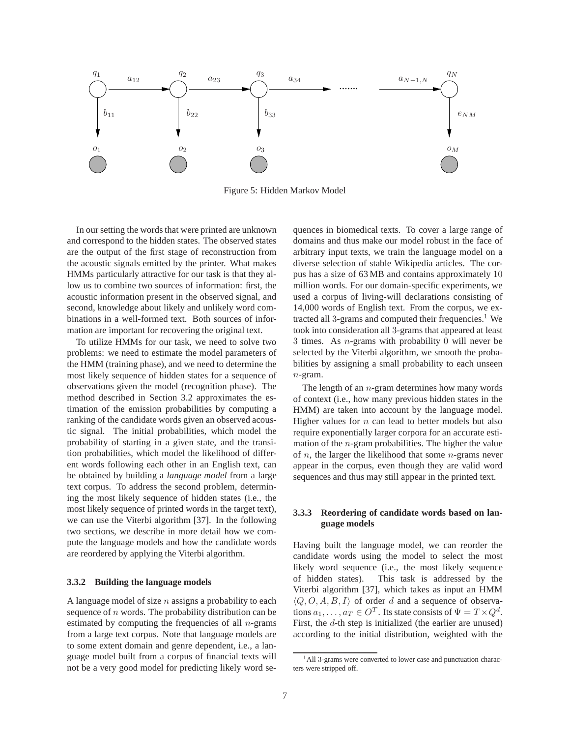Figure 5: Hidden Markov Model

In our setting the words that were printed are unknown and correspond to the hidden states. The observed states are the output of the first stage of reconstruction from the acoustic signals emitted by the printer. What makes HMMs particularly attractive for our task is that they allow us to combine two sources of information: first, the acoustic information present in the observed signal, and second, knowledge about likely and unlikely word combinations in a well-formed text. Both sources of information are important for recovering the original text.

To utilize HMMs for our task, we need to solve two problems: we need to estimate the model parameters of the HMM (training phase), and we need to determine the most likely sequence of hidden states for a sequence of observations given the model (recognition phase). The method described in Section 3.2 approximates the estimation of the emission probabilities by computing a ranking of the candidate words given an observed acoustic signal. The initial probabilities, which model the probability of starting in a given state, and the transition probabilities, which model the likelihood of different words following each other in an English text, can be obtained by building a *language model* from a large text corpus. To address the second problem, determining the most likely sequence of hidden states (i.e., the most likely sequence of printed words in the target text), we can use the Viterbi algorithm [37]. In the following two sections, we describe in more detail how we compute the language models and how the candidate words are reordered by applying the Viterbi algorithm.

#### 3.3.2 Building the language models

A language model of size $n$ assigns a probability to each sequence of $n$ words. The probability distribution can be estimated by computing the frequencies of all $n$-grams from a large text corpus. Note that language models are to some extent domain and genre dependent, i.e., a language model built from a corpus of financial texts will not be a very good model for predicting likely word sequences in biomedical texts. To cover a large range of domains and thus make our model robust in the face of arbitrary input texts, we train the language model on a diverse selection of stable Wikipedia articles. The corpus has a size of 63 MB and contains approximately 10 million words. For our domain-specific experiments, we used a corpus of living-will declarations consisting of 14,000 words of English text. From the corpus, we extracted all 3-grams and computed their frequencies.[1] We took into consideration all 3-grams that appeared at least 3 times. As $n$-grams with probability 0 will never be selected by the Viterbi algorithm, we smooth the probabilities by assigning a small probability to each unseen $n$-gram.

The length of an $n$-gram determines how many words of context (i.e., how many previous hidden states in the HMM) are taken into account by the language model. Higher values for $n$ can lead to better models but also require exponentially larger corpora for an accurate estimation of the $n$-gram probabilities. The higher the value of $n$, the larger the likelihood that some $n$-grams never appear in the corpus, even though they are valid word sequences and thus may still appear in the printed text.

#### 3.3.3 Reordering of candidate words based on language models

Having built the language model, we can reorder the candidate words using the model to select the most likely word sequence (i.e., the most likely sequence of hidden states). This task is addressed by the Viterbi algorithm [37], which takes as input an HMM $\langle Q, O, A, B, I \rangle$ of order $d$ and a sequence of observations $a_1, \ldots, a_T \in O^T$. Its state consists of $\Psi = T \times Q^d$. First, the $d$-th step is initialized (the earlier are unused) according to the initial distribution, weighted with the

[1] All 3-grams were converted to lower case and punctuation characters were stripped off.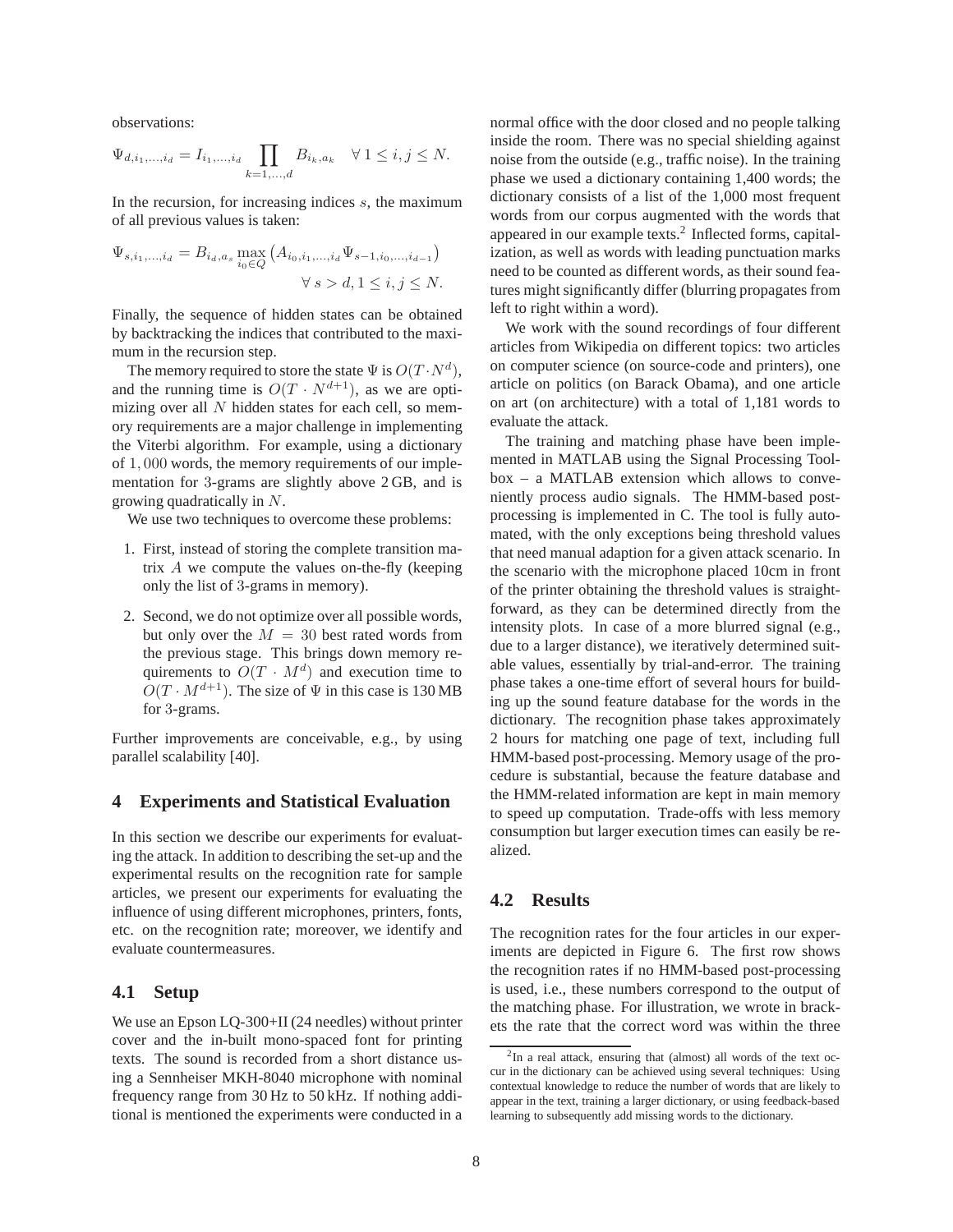observations:

$$\Psi_{d,i_1,\ldots,i_d} = I_{i_1,\ldots,i_d} \prod_{k=1,\ldots,d} B_{i_k,a_k} \quad \forall\, 1 \le i,j \le N.$$

In the recursion, for increasing indices $s$, the maximum of all previous values is taken:

$$\Psi_{s,i_1,\ldots,i_d} = B_{i_d,a_s} \max_{i_0 \in Q} \left( A_{i_0,i_1,\ldots,i_d} \Psi_{s-1,i_0,\ldots,i_{d-1}} \right) \quad \forall\, s > d, 1 \le i,j \le N.$$

Finally, the sequence of hidden states can be obtained by backtracking the indices that contributed to the maximum in the recursion step.

The memory required to store the state $\Psi$ is $O(T \cdot N^d)$, and the running time is $O(T \cdot N^{d+1})$, as we are optimizing over all $N$ hidden states for each cell, so memory requirements are a major challenge in implementing the Viterbi algorithm. For example, using a dictionary of $1,000$ words, the memory requirements of our implementation for $3$-grams are slightly above 2 GB, and is growing quadratically in $N$.

We use two techniques to overcome these problems:

1. First, instead of storing the complete transition matrix $A$ we compute the values on-the-fly (keeping only the list of $3$-grams in memory).
2. Second, we do not optimize over all possible words, but only over the $M = 30$ best rated words from the previous stage. This brings down memory requirements to $O(T \cdot M^d)$ and execution time to $O(T \cdot M^{d+1})$. The size of $\Psi$ in this case is 130 MB for $3$-grams.

Further improvements are conceivable, e.g., by using parallel scalability [40].

## 4 Experiments and Statistical Evaluation

In this section we describe our experiments for evaluating the attack. In addition to describing the set-up and the experimental results on the recognition rate for sample articles, we present our experiments for evaluating the influence of using different microphones, printers, fonts, etc. on the recognition rate; moreover, we identify and evaluate countermeasures.

### 4.1 Setup

We use an Epson LQ-300+II (24 needles) without printer cover and the in-built mono-spaced font for printing texts. The sound is recorded from a short distance using a Sennheiser MKH-8040 microphone with nominal frequency range from 30 Hz to 50 kHz. If nothing additional is mentioned the experiments were conducted in a normal office with the door closed and no people talking inside the room. There was no special shielding against noise from the outside (e.g., traffic noise). In the training phase we used a dictionary containing 1,400 words; the dictionary consists of a list of the 1,000 most frequent words from our corpus augmented with the words that appeared in our example texts.[2] Inflected forms, capitalization, as well as words with leading punctuation marks need to be counted as different words, as their sound features might significantly differ (blurring propagates from left to right within a word).

We work with the sound recordings of four different articles from Wikipedia on different topics: two articles on computer science (on source-code and printers), one article on politics (on Barack Obama), and one article on art (on architecture) with a total of 1,181 words to evaluate the attack.

The training and matching phase have been implemented in MATLAB using the Signal Processing Toolbox – a MATLAB extension which allows to conveniently process audio signals. The HMM-based post-processing is implemented in C. The tool is fully automated, with the only exceptions being threshold values that need manual adaption for a given attack scenario. In the scenario with the microphone placed 10cm in front of the printer obtaining the threshold values is straightforward, as they can be determined directly from the intensity plots. In case of a more blurred signal (e.g., due to a larger distance), we iteratively determined suitable values, essentially by trial-and-error. The training phase takes a one-time effort of several hours for building up the sound feature database for the words in the dictionary. The recognition phase takes approximately 2 hours for matching one page of text, including full HMM-based post-processing. Memory usage of the procedure is substantial, because the feature database and the HMM-related information are kept in main memory to speed up computation. Trade-offs with less memory consumption but larger execution times can easily be realized.

### 4.2 Results

The recognition rates for the four articles in our experiments are depicted in Figure 6. The first row shows the recognition rates if no HMM-based post-processing is used, i.e., these numbers correspond to the output of the matching phase. For illustration, we wrote in brackets the rate that the correct word was within the three

[2] In a real attack, ensuring that (almost) all words of the text occur in the dictionary can be achieved using several techniques: Using contextual knowledge to reduce the number of words that are likely to appear in the text, training a larger dictionary, or using feedback-based learning to subsequently add missing words to the dictionary.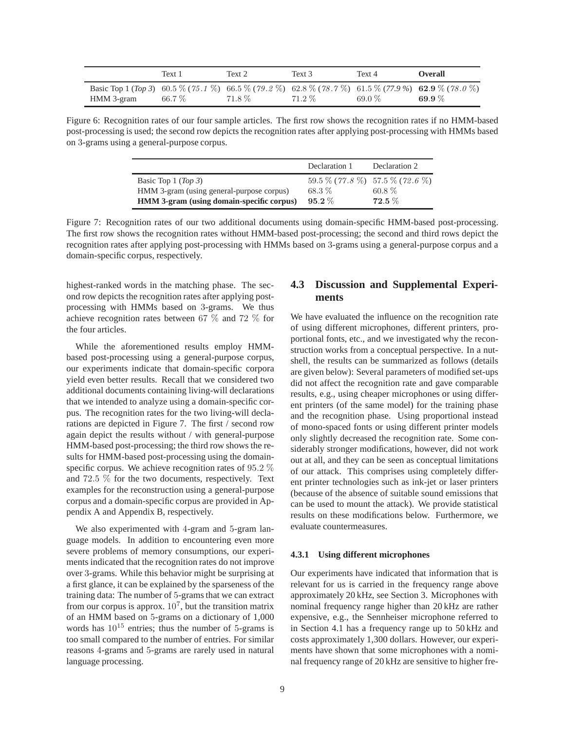|  | Text 1 | Text 2 | Text 3 | Text 4 | **Overall** |
|---|---|---|---|---|---|
| Basic Top 1 (*Top 3*) | 60.5 % (*75.1 %*) | 66.5 % (*79.2 %*) | 62.8 % (*78.7 %*) | 61.5 % (*77.9 %*) | **62.9** % (*78.0 %*) |
| HMM 3-gram | 66.7 % | 71.8 % | 71.2 % | 69.0 % | **69.9** % |

Figure 6: Recognition rates of our four sample articles. The first row shows the recognition rates if no HMM-based post-processing is used; the second row depicts the recognition rates after applying post-processing with HMMs based on 3-grams using a general-purpose corpus.

|  | Declaration 1 | Declaration 2 |
|---|---|---|
| Basic Top 1 (*Top 3*) | 59.5 % (*77.8 %*) | 57.5 % (*72.6 %*) |
| HMM 3-gram (using general-purpose corpus) | 68.3 % | 60.8 % |
| **HMM 3-gram (using domain-specific corpus)** | **95.2** % | **72.5** % |

Figure 7: Recognition rates of our two additional documents using domain-specific HMM-based post-processing. The first row shows the recognition rates without HMM-based post-processing; the second and third rows depict the recognition rates after applying post-processing with HMMs based on 3-grams using a general-purpose corpus and a domain-specific corpus, respectively.

highest-ranked words in the matching phase. The second row depicts the recognition rates after applying post-processing with HMMs based on 3-grams. We thus achieve recognition rates between 67 % and 72 % for the four articles.

While the aforementioned results employ HMM-based post-processing using a general-purpose corpus, our experiments indicate that domain-specific corpora yield even better results. Recall that we considered two additional documents containing living-will declarations that we intended to analyze using a domain-specific corpus. The recognition rates for the two living-will declarations are depicted in Figure 7. The first / second row again depict the results without / with general-purpose HMM-based post-processing; the third row shows the results for HMM-based post-processing using the domain-specific corpus. We achieve recognition rates of 95.2 % and 72.5 % for the two documents, respectively. Text examples for the reconstruction using a general-purpose corpus and a domain-specific corpus are provided in Appendix A and Appendix B, respectively.

We also experimented with 4-gram and 5-gram language models. In addition to encountering even more severe problems of memory consumptions, our experiments indicated that the recognition rates do not improve over 3-grams. While this behavior might be surprising at a first glance, it can be explained by the sparseness of the training data: The number of 5-grams that we can extract from our corpus is approx. $10^7$, but the transition matrix of an HMM based on 5-grams on a dictionary of 1,000 words has $10^{15}$ entries; thus the number of 5-grams is too small compared to the number of entries. For similar reasons 4-grams and 5-grams are rarely used in natural language processing.

## 4.3 Discussion and Supplemental Experiments

We have evaluated the influence on the recognition rate of using different microphones, different printers, proportional fonts, etc., and we investigated why the reconstruction works from a conceptual perspective. In a nutshell, the results can be summarized as follows (details are given below): Several parameters of modified set-ups did not affect the recognition rate and gave comparable results, e.g., using cheaper microphones or using different printers (of the same model) for the training phase and the recognition phase. Using proportional instead of mono-spaced fonts or using different printer models only slightly decreased the recognition rate. Some considerably stronger modifications, however, did not work out at all, and they can be seen as conceptual limitations of our attack. This comprises using completely different printer technologies such as ink-jet or laser printers (because of the absence of suitable sound emissions that can be used to mount the attack). We provide statistical results on these modifications below. Furthermore, we evaluate countermeasures.

#### 4.3.1 Using different microphones

Our experiments have indicated that information that is relevant for us is carried in the frequency range above approximately 20 kHz, see Section 3. Microphones with nominal frequency range higher than 20 kHz are rather expensive, e.g., the Sennheiser microphone referred to in Section 4.1 has a frequency range up to 50 kHz and costs approximately 1,300 dollars. However, our experiments have shown that some microphones with a nominal frequency range of 20 kHz are sensitive to higher fre-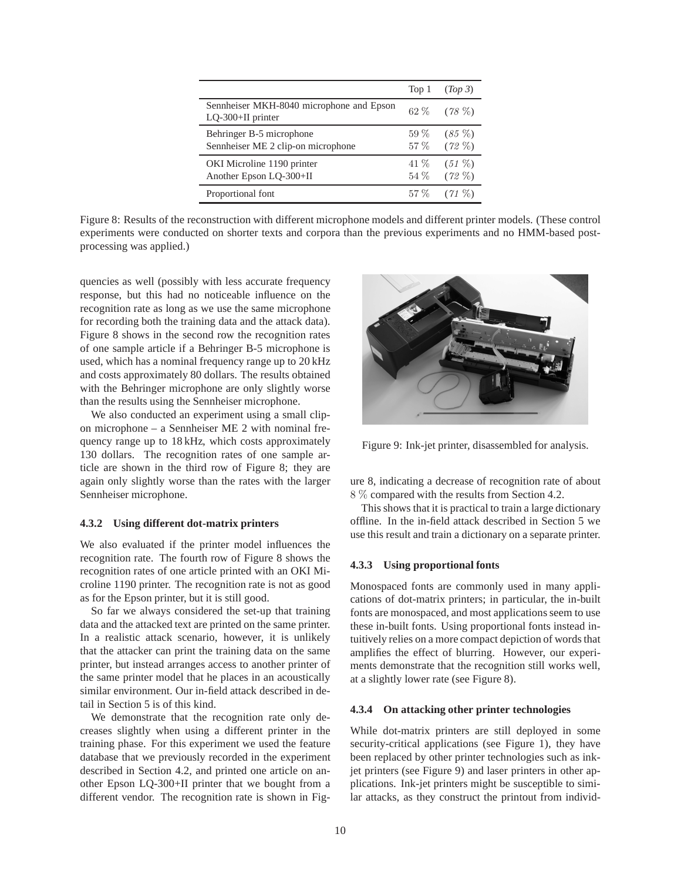|  | Top 1 | (*Top 3*) |
|---|---|---|
| Sennheiser MKH-8040 microphone and Epson LQ-300+II printer | 62 % | (*78 %*) |
| Behringer B-5 microphone | 59 % | (*85 %*) |
| Sennheiser ME 2 clip-on microphone | 57 % | (*72 %*) |
| OKI Microline 1190 printer | 41 % | (*51 %*) |
| Another Epson LQ-300+II | 54 % | (*72 %*) |
| Proportional font | 57 % | (*71 %*) |

Figure 8: Results of the reconstruction with different microphone models and different printer models. (These control experiments were conducted on shorter texts and corpora than the previous experiments and no HMM-based post-processing was applied.)

quencies as well (possibly with less accurate frequency response, but this had no noticeable influence on the recognition rate as long as we use the same microphone for recording both the training data and the attack data). Figure 8 shows in the second row the recognition rates of one sample article if a Behringer B-5 microphone is used, which has a nominal frequency range up to 20 kHz and costs approximately 80 dollars. The results obtained with the Behringer microphone are only slightly worse than the results using the Sennheiser microphone.

We also conducted an experiment using a small clip-on microphone – a Sennheiser ME 2 with nominal frequency range up to 18 kHz, which costs approximately 130 dollars. The recognition rates of one sample article are shown in the third row of Figure 8; they are again only slightly worse than the rates with the larger Sennheiser microphone.

#### 4.3.2 Using different dot-matrix printers

We also evaluated if the printer model influences the recognition rate. The fourth row of Figure 8 shows the recognition rates of one article printed with an OKI Microline 1190 printer. The recognition rate is not as good as for the Epson printer, but it is still good.

So far we always considered the set-up that training data and the attacked text are printed on the same printer. In a realistic attack scenario, however, it is unlikely that the attacker can print the training data on the same printer, but instead arranges access to another printer of the same printer model that he places in an acoustically similar environment. Our in-field attack described in detail in Section 5 is of this kind.

We demonstrate that the recognition rate only decreases slightly when using a different printer in the training phase. For this experiment we used the feature database that we previously recorded in the experiment described in Section 4.2, and printed one article on another Epson LQ-300+II printer that we bought from a different vendor. The recognition rate is shown in Figure 8, indicating a decrease of recognition rate of about 8 % compared with the results from Section 4.2.

Figure 9: Ink-jet printer, disassembled for analysis.

This shows that it is practical to train a large dictionary offline. In the in-field attack described in Section 5 we use this result and train a dictionary on a separate printer.

#### 4.3.3 Using proportional fonts

Monospaced fonts are commonly used in many applications of dot-matrix printers; in particular, the in-built fonts are monospaced, and most applications seem to use these in-built fonts. Using proportional fonts instead intuitively relies on a more compact depiction of words that amplifies the effect of blurring. However, our experiments demonstrate that the recognition still works well, at a slightly lower rate (see Figure 8).

#### 4.3.4 On attacking other printer technologies

While dot-matrix printers are still deployed in some security-critical applications (see Figure 1), they have been replaced by other printer technologies such as ink-jet printers (see Figure 9) and laser printers in other applications. Ink-jet printers might be susceptible to similar attacks, as they construct the printout from individ-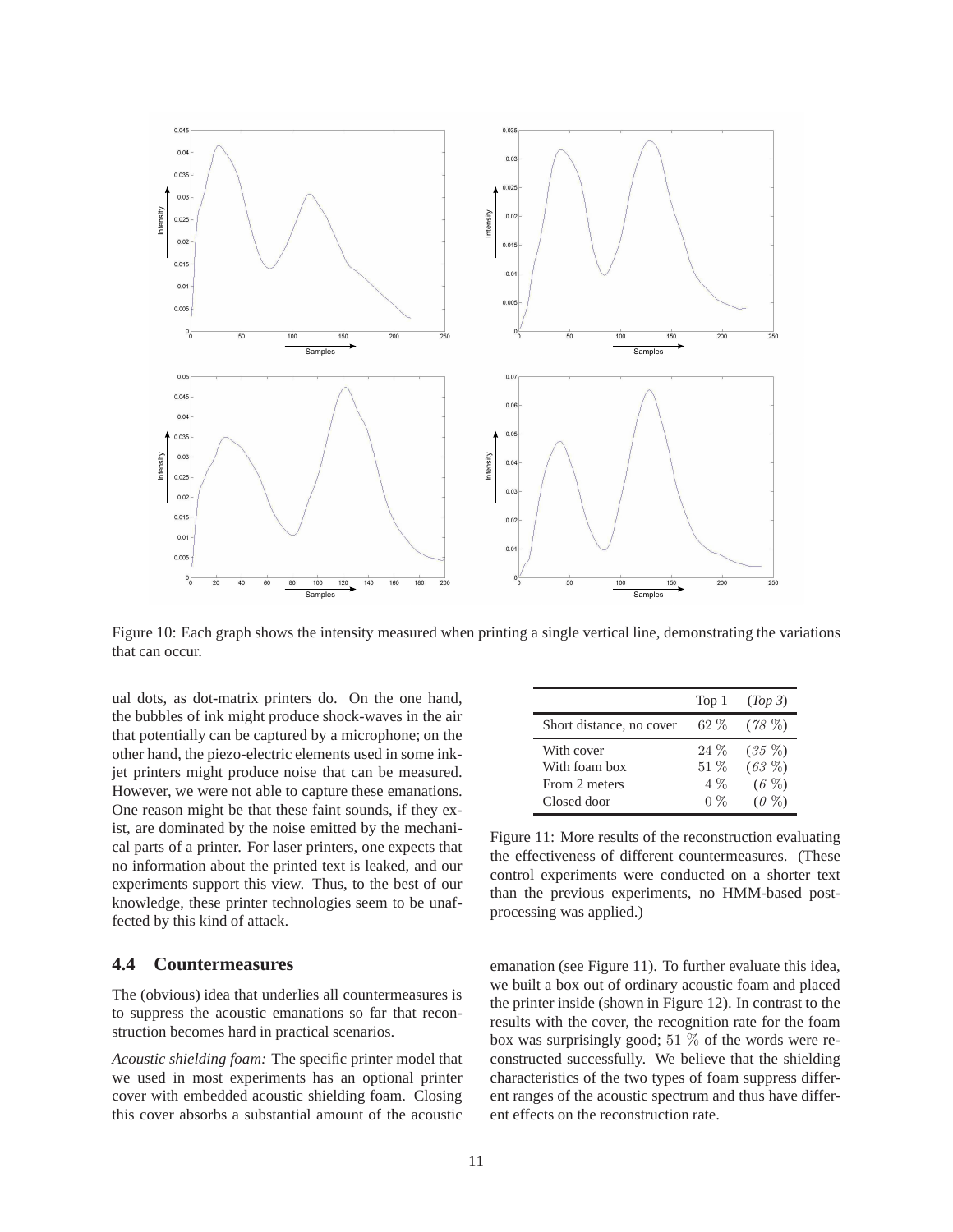Figure 10: Each graph shows the intensity measured when printing a single vertical line, demonstrating the variations that can occur.

ual dots, as dot-matrix printers do. On the one hand, the bubbles of ink might produce shock-waves in the air that potentially can be captured by a microphone; on the other hand, the piezo-electric elements used in some ink-jet printers might produce noise that can be measured. However, we were not able to capture these emanations. One reason might be that these faint sounds, if they exist, are dominated by the noise emitted by the mechanical parts of a printer. For laser printers, one expects that no information about the printed text is leaked, and our experiments support this view. Thus, to the best of our knowledge, these printer technologies seem to be unaffected by this kind of attack.

|  | Top 1 | (*Top 3*) |
|---|---|---|
| Short distance, no cover | 62 % | (*78 %*) |
| With cover | 24 % | (*35 %*) |
| With foam box | 51 % | (*63 %*) |
| From 2 meters | 4 % | (*6 %*) |
| Closed door | 0 % | (*0 %*) |

Figure 11: More results of the reconstruction evaluating the effectiveness of different countermeasures. (These control experiments were conducted on a shorter text than the previous experiments, no HMM-based post-processing was applied.)

## 4.4 Countermeasures

The (obvious) idea that underlies all countermeasures is to suppress the acoustic emanations so far that reconstruction becomes hard in practical scenarios.

*Acoustic shielding foam:* The specific printer model that we used in most experiments has an optional printer cover with embedded acoustic shielding foam. Closing this cover absorbs a substantial amount of the acoustic emanation (see Figure 11). To further evaluate this idea, we built a box out of ordinary acoustic foam and placed the printer inside (shown in Figure 12). In contrast to the results with the cover, the recognition rate for the foam box was surprisingly good; 51 % of the words were reconstructed successfully. We believe that the shielding characteristics of the two types of foam suppress different ranges of the acoustic spectrum and thus have different effects on the reconstruction rate.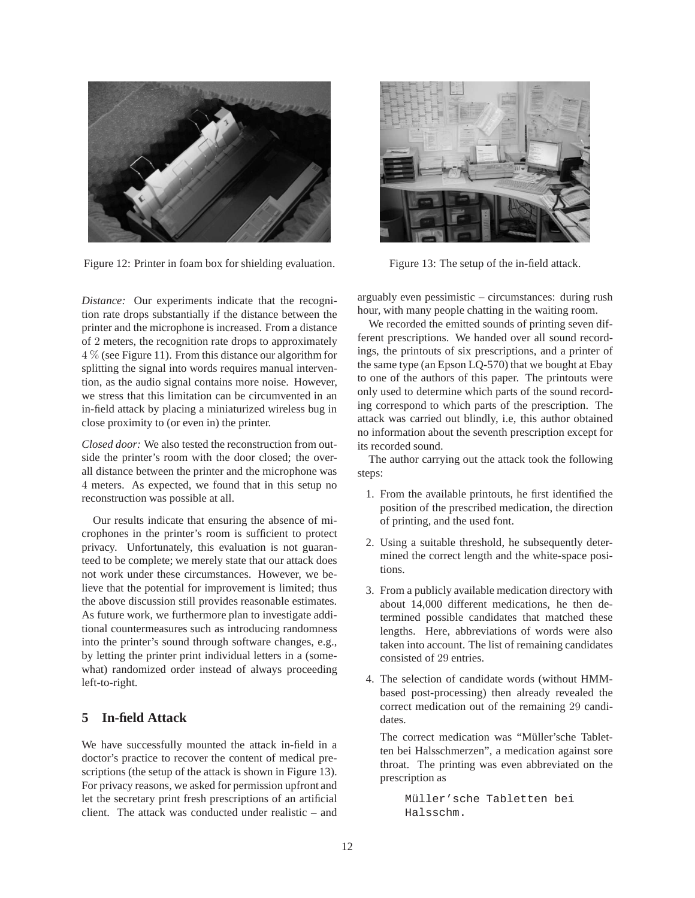Figure 12: Printer in foam box for shielding evaluation.

Figure 13: The setup of the in-field attack.

*Distance:* Our experiments indicate that the recognition rate drops substantially if the distance between the printer and the microphone is increased. From a distance of 2 meters, the recognition rate drops to approximately 4 % (see Figure 11). From this distance our algorithm for splitting the signal into words requires manual intervention, as the audio signal contains more noise. However, we stress that this limitation can be circumvented in an in-field attack by placing a miniaturized wireless bug in close proximity to (or even in) the printer.

*Closed door:* We also tested the reconstruction from outside the printer's room with the door closed; the overall distance between the printer and the microphone was 4 meters. As expected, we found that in this setup no reconstruction was possible at all.

Our results indicate that ensuring the absence of microphones in the printer's room is sufficient to protect privacy. Unfortunately, this evaluation is not guaranteed to be complete; we merely state that our attack does not work under these circumstances. However, we believe that the potential for improvement is limited; thus the above discussion still provides reasonable estimates. As future work, we furthermore plan to investigate additional countermeasures such as introducing randomness into the printer's sound through software changes, e.g., by letting the printer print individual letters in a (somewhat) randomized order instead of always proceeding left-to-right.

## 5 In-field Attack

We have successfully mounted the attack in-field in a doctor's practice to recover the content of medical prescriptions (the setup of the attack is shown in Figure 13). For privacy reasons, we asked for permission upfront and let the secretary print fresh prescriptions of an artificial client. The attack was conducted under realistic – and arguably even pessimistic – circumstances: during rush hour, with many people chatting in the waiting room.

We recorded the emitted sounds of printing seven different prescriptions. We handed over all sound recordings, the printouts of six prescriptions, and a printer of the same type (an Epson LQ-570) that we bought at Ebay to one of the authors of this paper. The printouts were only used to determine which parts of the sound recording correspond to which parts of the prescription. The attack was carried out blindly, i.e, this author obtained no information about the seventh prescription except for its recorded sound.

The author carrying out the attack took the following steps:

1. From the available printouts, he first identified the position of the prescribed medication, the direction of printing, and the used font.
2. Using a suitable threshold, he subsequently determined the correct length and the white-space positions.
3. From a publicly available medication directory with about 14,000 different medications, he then determined possible candidates that matched these lengths. Here, abbreviations of words were also taken into account. The list of remaining candidates consisted of 29 entries.
4. The selection of candidate words (without HMM-based post-processing) then already revealed the correct medication out of the remaining 29 candidates.

   The correct medication was "Müller'sche Tabletten bei Halsschmerzen", a medication against sore throat. The printing was even abbreviated on the prescription as

   ```
   Müller'sche Tabletten bei
   Halsschm.
   ```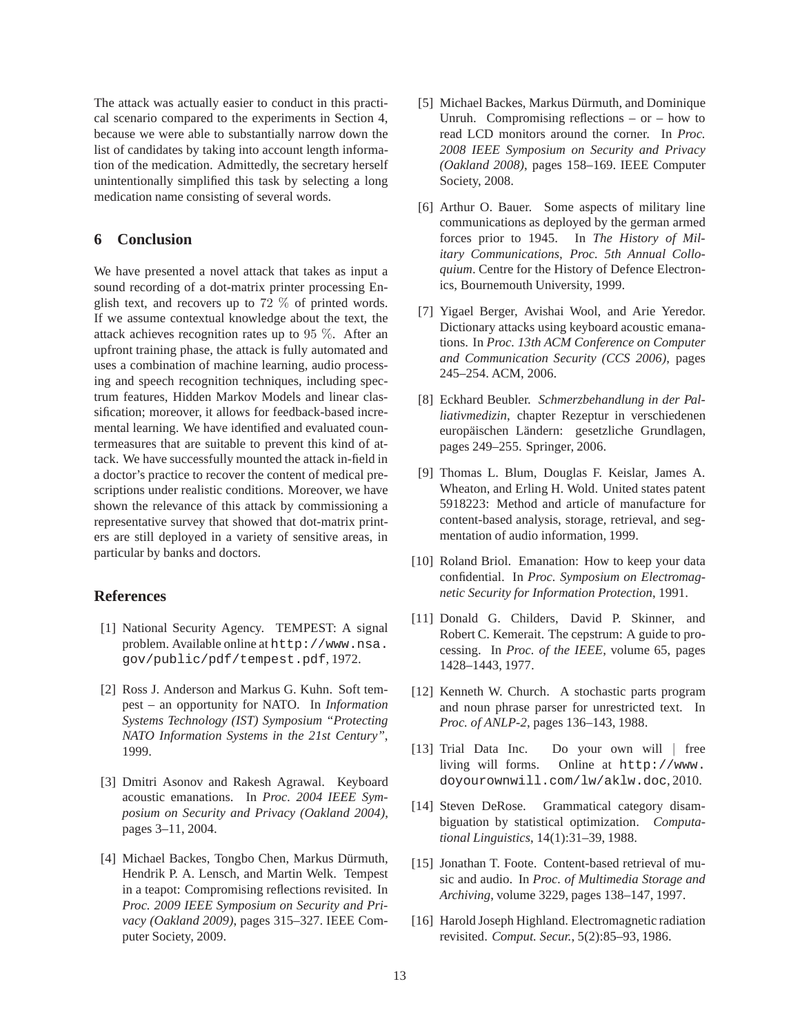The attack was actually easier to conduct in this practical scenario compared to the experiments in Section 4, because we were able to substantially narrow down the list of candidates by taking into account length information of the medication. Admittedly, the secretary herself unintentionally simplified this task by selecting a long medication name consisting of several words.

## 6 Conclusion

We have presented a novel attack that takes as input a sound recording of a dot-matrix printer processing English text, and recovers up to 72 % of printed words. If we assume contextual knowledge about the text, the attack achieves recognition rates up to 95 %. After an upfront training phase, the attack is fully automated and uses a combination of machine learning, audio processing and speech recognition techniques, including spectrum features, Hidden Markov Models and linear classification; moreover, it allows for feedback-based incremental learning. We have identified and evaluated countermeasures that are suitable to prevent this kind of attack. We have successfully mounted the attack in-field in a doctor's practice to recover the content of medical prescriptions under realistic conditions. Moreover, we have shown the relevance of this attack by commissioning a representative survey that showed that dot-matrix printers are still deployed in a variety of sensitive areas, in particular by banks and doctors.

## References

[1] National Security Agency. TEMPEST: A signal problem. Available online at `http://www.nsa.gov/public/pdf/tempest.pdf`, 1972.

[2] Ross J. Anderson and Markus G. Kuhn. Soft tempest – an opportunity for NATO. In *Information Systems Technology (IST) Symposium "Protecting NATO Information Systems in the 21st Century"*, 1999.

[3] Dmitri Asonov and Rakesh Agrawal. Keyboard acoustic emanations. In *Proc. 2004 IEEE Symposium on Security and Privacy (Oakland 2004)*, pages 3–11, 2004.

[4] Michael Backes, Tongbo Chen, Markus Dürmuth, Hendrik P. A. Lensch, and Martin Welk. Tempest in a teapot: Compromising reflections revisited. In *Proc. 2009 IEEE Symposium on Security and Privacy (Oakland 2009)*, pages 315–327. IEEE Computer Society, 2009.

[5] Michael Backes, Markus Dürmuth, and Dominique Unruh. Compromising reflections – or – how to read LCD monitors around the corner. In *Proc. 2008 IEEE Symposium on Security and Privacy (Oakland 2008)*, pages 158–169. IEEE Computer Society, 2008.

[6] Arthur O. Bauer. Some aspects of military line communications as deployed by the german armed forces prior to 1945. In *The History of Military Communications, Proc. 5th Annual Colloquium*. Centre for the History of Defence Electronics, Bournemouth University, 1999.

[7] Yigael Berger, Avishai Wool, and Arie Yeredor. Dictionary attacks using keyboard acoustic emanations. In *Proc. 13th ACM Conference on Computer and Communication Security (CCS 2006)*, pages 245–254. ACM, 2006.

[8] Eckhard Beubler. *Schmerzbehandlung in der Palliativmedizin*, chapter Rezeptur in verschiedenen europäischen Ländern: gesetzliche Grundlagen, pages 249–255. Springer, 2006.

[9] Thomas L. Blum, Douglas F. Keislar, James A. Wheaton, and Erling H. Wold. United states patent 5918223: Method and article of manufacture for content-based analysis, storage, retrieval, and segmentation of audio information, 1999.

[10] Roland Briol. Emanation: How to keep your data confidential. In *Proc. Symposium on Electromagnetic Security for Information Protection*, 1991.

[11] Donald G. Childers, David P. Skinner, and Robert C. Kemerait. The cepstrum: A guide to processing. In *Proc. of the IEEE*, volume 65, pages 1428–1443, 1977.

[12] Kenneth W. Church. A stochastic parts program and noun phrase parser for unrestricted text. In *Proc. of ANLP-2*, pages 136–143, 1988.

[13] Trial Data Inc. Do your own will | free living will forms. Online at `http://www.doyourownwill.com/lw/aklw.doc`, 2010.

[14] Steven DeRose. Grammatical category disambiguation by statistical optimization. *Computational Linguistics*, 14(1):31–39, 1988.

[15] Jonathan T. Foote. Content-based retrieval of music and audio. In *Proc. of Multimedia Storage and Archiving*, volume 3229, pages 138–147, 1997.

[16] Harold Joseph Highland. Electromagnetic radiation revisited. *Comput. Secur.*, 5(2):85–93, 1986.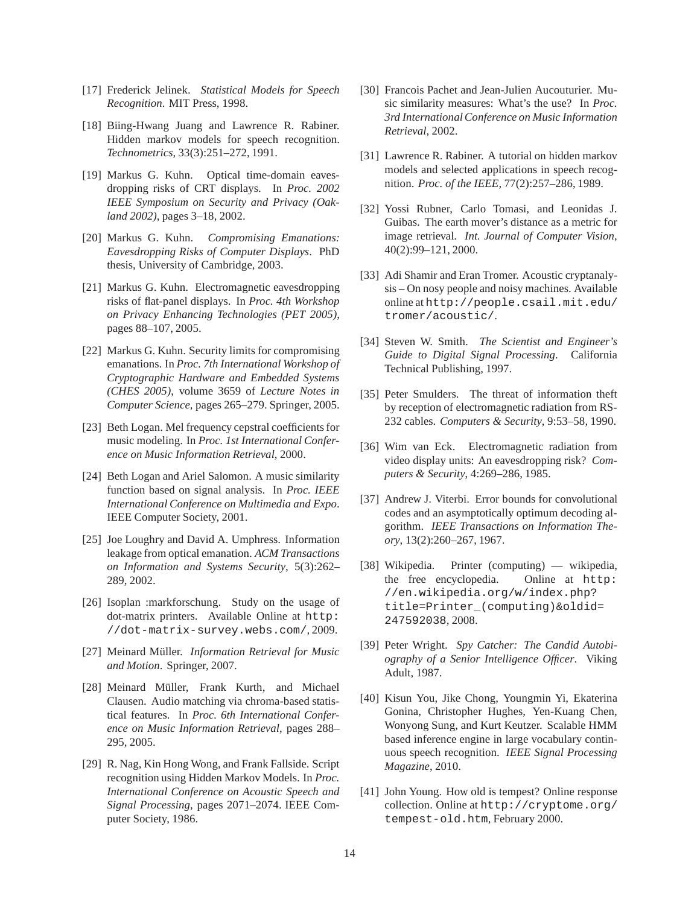[17] Frederick Jelinek. *Statistical Models for Speech Recognition*. MIT Press, 1998.

[18] Biing-Hwang Juang and Lawrence R. Rabiner. Hidden markov models for speech recognition. *Technometrics*, 33(3):251–272, 1991.

[19] Markus G. Kuhn. Optical time-domain eavesdropping risks of CRT displays. In *Proc. 2002 IEEE Symposium on Security and Privacy (Oakland 2002)*, pages 3–18, 2002.

[20] Markus G. Kuhn. *Compromising Emanations: Eavesdropping Risks of Computer Displays*. PhD thesis, University of Cambridge, 2003.

[21] Markus G. Kuhn. Electromagnetic eavesdropping risks of flat-panel displays. In *Proc. 4th Workshop on Privacy Enhancing Technologies (PET 2005)*, pages 88–107, 2005.

[22] Markus G. Kuhn. Security limits for compromising emanations. In *Proc. 7th International Workshop of Cryptographic Hardware and Embedded Systems (CHES 2005)*, volume 3659 of *Lecture Notes in Computer Science*, pages 265–279. Springer, 2005.

[23] Beth Logan. Mel frequency cepstral coefficients for music modeling. In *Proc. 1st International Conference on Music Information Retrieval*, 2000.

[24] Beth Logan and Ariel Salomon. A music similarity function based on signal analysis. In *Proc. IEEE International Conference on Multimedia and Expo*. IEEE Computer Society, 2001.

[25] Joe Loughry and David A. Umphress. Information leakage from optical emanation. *ACM Transactions on Information and Systems Security*, 5(3):262–289, 2002.

[26] Isoplan :markforschung. Study on the usage of dot-matrix printers. Available Online at `http://dot-matrix-survey.webs.com/`, 2009.

[27] Meinard Müller. *Information Retrieval for Music and Motion*. Springer, 2007.

[28] Meinard Müller, Frank Kurth, and Michael Clausen. Audio matching via chroma-based statistical features. In *Proc. 6th International Conference on Music Information Retrieval*, pages 288–295, 2005.

[29] R. Nag, Kin Hong Wong, and Frank Fallside. Script recognition using Hidden Markov Models. In *Proc. International Conference on Acoustic Speech and Signal Processing*, pages 2071–2074. IEEE Computer Society, 1986.

[30] Francois Pachet and Jean-Julien Aucouturier. Music similarity measures: What's the use? In *Proc. 3rd International Conference on Music Information Retrieval*, 2002.

[31] Lawrence R. Rabiner. A tutorial on hidden markov models and selected applications in speech recognition. *Proc. of the IEEE*, 77(2):257–286, 1989.

[32] Yossi Rubner, Carlo Tomasi, and Leonidas J. Guibas. The earth mover's distance as a metric for image retrieval. *Int. Journal of Computer Vision*, 40(2):99–121, 2000.

[33] Adi Shamir and Eran Tromer. Acoustic cryptanalysis – On nosy people and noisy machines. Available online at `http://people.csail.mit.edu/tromer/acoustic/`.

[34] Steven W. Smith. *The Scientist and Engineer's Guide to Digital Signal Processing*. California Technical Publishing, 1997.

[35] Peter Smulders. The threat of information theft by reception of electromagnetic radiation from RS-232 cables. *Computers & Security*, 9:53–58, 1990.

[36] Wim van Eck. Electromagnetic radiation from video display units: An eavesdropping risk? *Computers & Security*, 4:269–286, 1985.

[37] Andrew J. Viterbi. Error bounds for convolutional codes and an asymptotically optimum decoding algorithm. *IEEE Transactions on Information Theory*, 13(2):260–267, 1967.

[38] Wikipedia. Printer (computing) — wikipedia, the free encyclopedia. Online at `http://en.wikipedia.org/w/index.php?title=Printer_(computing)&oldid=247592038`, 2008.

[39] Peter Wright. *Spy Catcher: The Candid Autobiography of a Senior Intelligence Officer*. Viking Adult, 1987.

[40] Kisun You, Jike Chong, Youngmin Yi, Ekaterina Gonina, Christopher Hughes, Yen-Kuang Chen, Wonyong Sung, and Kurt Keutzer. Scalable HMM based inference engine in large vocabulary continuous speech recognition. *IEEE Signal Processing Magazine*, 2010.

[41] John Young. How old is tempest? Online response collection. Online at `http://cryptome.org/tempest-old.htm`, February 2000.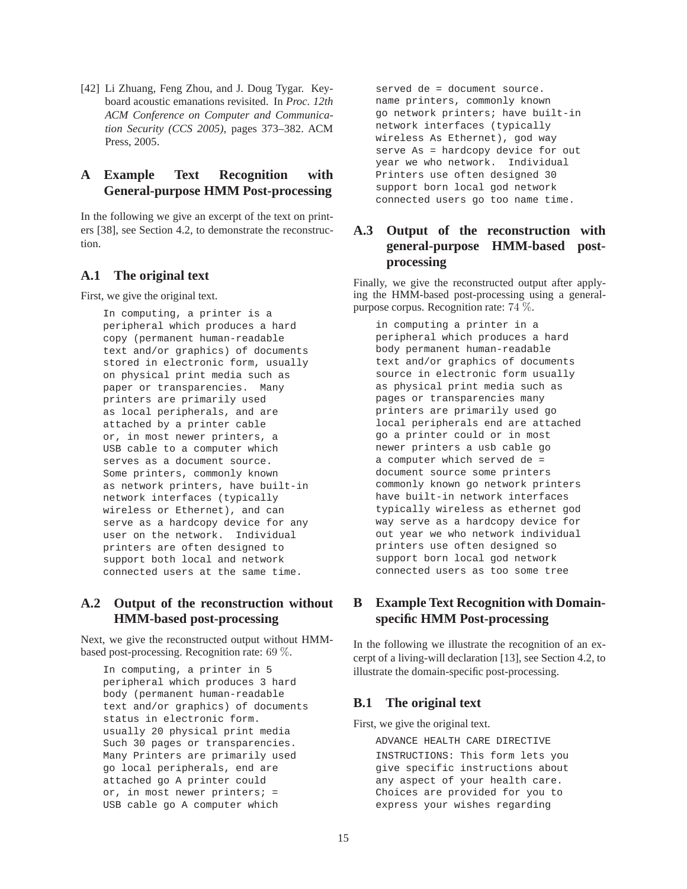[42] Li Zhuang, Feng Zhou, and J. Doug Tygar. Keyboard acoustic emanations revisited. In *Proc. 12th ACM Conference on Computer and Communication Security (CCS 2005)*, pages 373–382. ACM Press, 2005.

# A Example Text Recognition with General-purpose HMM Post-processing

In the following we give an excerpt of the text on printers [38], see Section 4.2, to demonstrate the reconstruction.

## A.1 The original text

First, we give the original text.

```
In computing, a printer is a
peripheral which produces a hard
copy (permanent human-readable
text and/or graphics) of documents
stored in electronic form, usually
on physical print media such as
paper or transparencies.  Many
printers are primarily used
as local peripherals, and are
attached by a printer cable
or, in most newer printers, a
USB cable to a computer which
serves as a document source.
Some printers, commonly known
as network printers, have built-in
network interfaces (typically
wireless or Ethernet), and can
serve as a hardcopy device for any
user on the network.  Individual
printers are often designed to
support both local and network
connected users at the same time.
```

## A.2 Output of the reconstruction without HMM-based post-processing

Next, we give the reconstructed output without HMM-based post-processing. Recognition rate: 69 %.

```
In computing, a printer in 5
peripheral which produces 3 hard
body (permanent human-readable
text and/or graphics) of documents
status in electronic form.
usually 20 physical print media
Such 30 pages or transparencies.
Many Printers are primarily used
go local peripherals, end are
attached go A printer could
or, in most newer printers; =
USB cable go A computer which
served de = document source.
name printers, commonly known
go network printers; have built-in
network interfaces (typically
wireless As Ethernet), god way
serve As = hardcopy device for out
year we who network.  Individual
Printers use often designed 30
support born local god network
connected users go too name time.
```

## A.3 Output of the reconstruction with general-purpose HMM-based post-processing

Finally, we give the reconstructed output after applying the HMM-based post-processing using a general-purpose corpus. Recognition rate: 74 %.

```
in computing a printer in a
peripheral which produces a hard
body permanent human-readable
text and/or graphics of documents
source in electronic form usually
as physical print media such as
pages or transparencies many
printers are primarily used go
local peripherals end are attached
go a printer could or in most
newer printers a usb cable go
a computer which served de =
document source some printers
commonly known go network printers
have built-in network interfaces
typically wireless as ethernet god
way serve as a hardcopy device for
out year we who network individual
printers use often designed so
support born local god network
connected users as too some tree
```

# B Example Text Recognition with Domain-specific HMM Post-processing

In the following we illustrate the recognition of an excerpt of a living-will declaration [13], see Section 4.2, to illustrate the domain-specific post-processing.

## B.1 The original text

First, we give the original text.

```
ADVANCE HEALTH CARE DIRECTIVE
INSTRUCTIONS: This form lets you
give specific instructions about
any aspect of your health care.
Choices are provided for you to
express your wishes regarding
```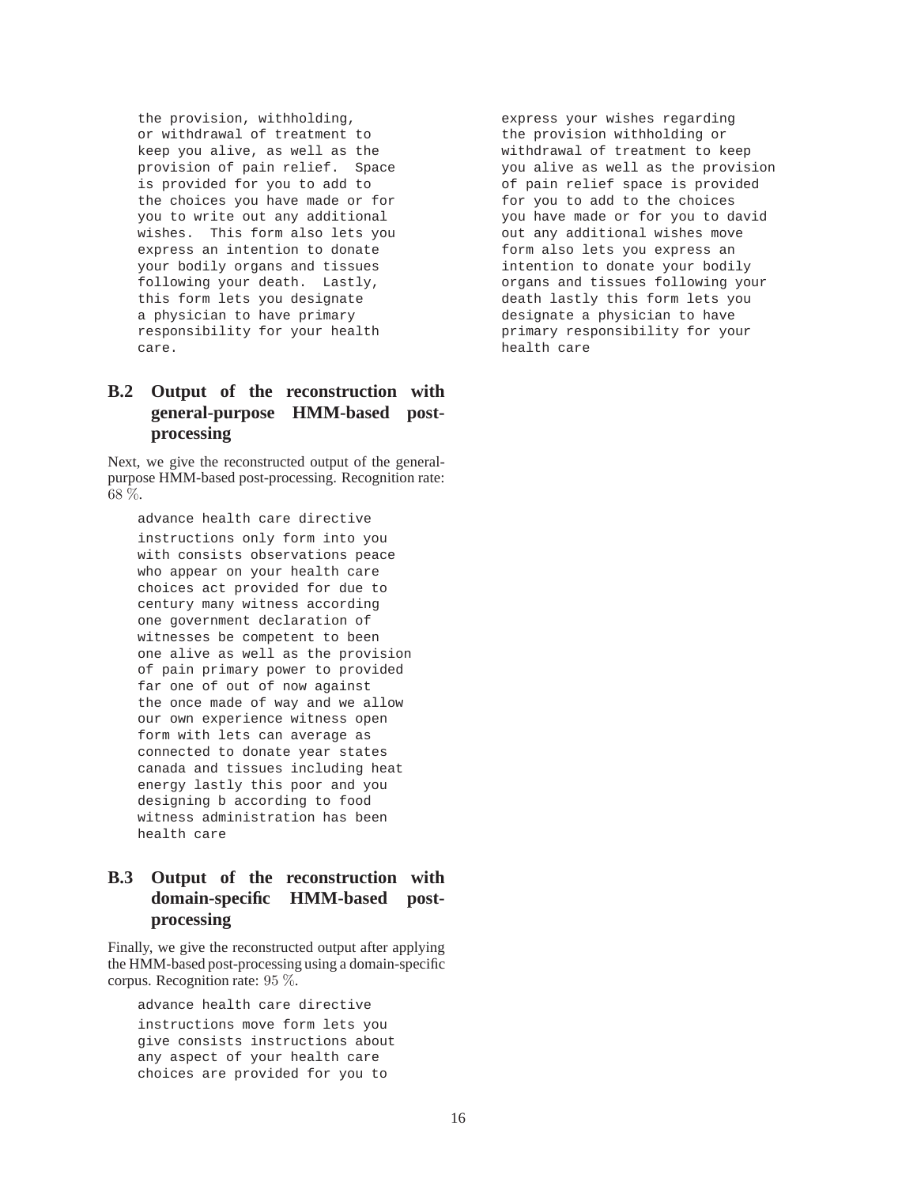```
the provision, withholding,
or withdrawal of treatment to
keep you alive, as well as the
provision of pain relief.  Space
is provided for you to add to
the choices you have made or for
you to write out any additional
wishes.  This form also lets you
express an intention to donate
your bodily organs and tissues
following your death.  Lastly,
this form lets you designate
a physician to have primary
responsibility for your health
care.
```

## B.2 Output of the reconstruction with general-purpose HMM-based post-processing

Next, we give the reconstructed output of the general-purpose HMM-based post-processing. Recognition rate: 68 %.

```
advance health care directive
instructions only form into you
with consists observations peace
who appear on your health care
choices act provided for due to
century many witness according
one government declaration of
witnesses be competent to been
one alive as well as the provision
of pain primary power to provided
far one of out of now against
the once made of way and we allow
our own experience witness open
form with lets can average as
connected to donate year states
canada and tissues including heat
energy lastly this poor and you
designing b according to food
witness administration has been
health care
```

## B.3 Output of the reconstruction with domain-specific HMM-based post-processing

Finally, we give the reconstructed output after applying the HMM-based post-processing using a domain-specific corpus. Recognition rate: 95 %.

```
advance health care directive
instructions move form lets you
give consists instructions about
any aspect of your health care
choices are provided for you to
express your wishes regarding
the provision withholding or
withdrawal of treatment to keep
you alive as well as the provision
of pain relief space is provided
for you to add to the choices
you have made or for you to david
out any additional wishes move
form also lets you express an
intention to donate your bodily
organs and tissues following your
death lastly this form lets you
designate a physician to have
primary responsibility for your
health care
```